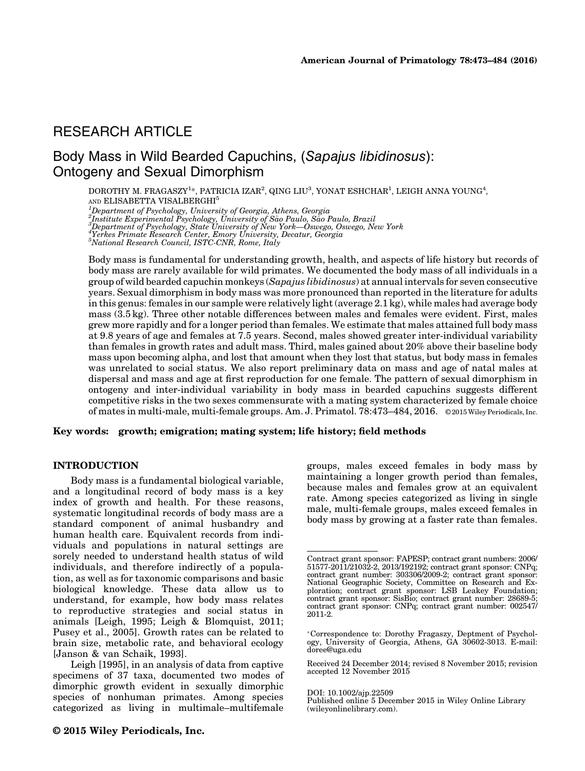RESEARCH ARTICLE

# Body Mass in Wild Bearded Capuchins, (*Sapajus libidinosus*): Ontogeny and Sexual Dimorphism

DOROTHY M. FRAGASZY[1]*, PATRICIA IZAR[2], QING LIU[3], YONAT ESHCHAR[1], LEIGH ANNA YOUNG[4], AND ELISABETTA VISALBERGHI[5]

[1]*Department of Psychology, University of Georgia, Athens, Georgia*
[2]*Institute Experimental Psychology, University of São Paulo, São Paulo, Brazil*
[3]*Department of Psychology, State University of New York—Oswego, Oswego, New York*
[4]*Yerkes Primate Research Center, Emory University, Decatur, Georgia*
[5]*National Research Council, ISTC-CNR, Rome, Italy*

Body mass is fundamental for understanding growth, health, and aspects of life history but records of body mass are rarely available for wild primates. We documented the body mass of all individuals in a group of wild bearded capuchin monkeys (*Sapajus libidinosus*) at annual intervals for seven consecutive years. Sexual dimorphism in body mass was more pronounced than reported in the literature for adults in this genus: females in our sample were relatively light (average 2.1 kg), while males had average body mass (3.5 kg). Three other notable differences between males and females were evident. First, males grew more rapidly and for a longer period than females. We estimate that males attained full body mass at 9.8 years of age and females at 7.5 years. Second, males showed greater inter-individual variability than females in growth rates and adult mass. Third, males gained about 20% above their baseline body mass upon becoming alpha, and lost that amount when they lost that status, but body mass in females was unrelated to social status. We also report preliminary data on mass and age of natal males at dispersal and mass and age at first reproduction for one female. The pattern of sexual dimorphism in ontogeny and inter-individual variability in body mass in bearded capuchins suggests different competitive risks in the two sexes commensurate with a mating system characterized by female choice of mates in multi-male, multi-female groups. Am. J. Primatol. 78:473–484, 2016. © 2015 Wiley Periodicals, Inc.

**Key words: growth; emigration; mating system; life history; field methods**

## INTRODUCTION

Body mass is a fundamental biological variable, and a longitudinal record of body mass is a key index of growth and health. For these reasons, systematic longitudinal records of body mass are a standard component of animal husbandry and human health care. Equivalent records from individuals and populations in natural settings are sorely needed to understand health status of wild individuals, and therefore indirectly of a population, as well as for taxonomic comparisons and basic biological knowledge. These data allow us to understand, for example, how body mass relates to reproductive strategies and social status in animals [Leigh, 1995; Leigh & Blomquist, 2011; Pusey et al., 2005]. Growth rates can be related to brain size, metabolic rate, and behavioral ecology [Janson & van Schaik, 1993].

Leigh [1995], in an analysis of data from captive specimens of 37 taxa, documented two modes of dimorphic growth evident in sexually dimorphic species of nonhuman primates. Among species categorized as living in multimale–multifemale groups, males exceed females in body mass by maintaining a longer growth period than females, because males and females grow at an equivalent rate. Among species categorized as living in single male, multi-female groups, males exceed females in body mass by growing at a faster rate than females.

Contract grant sponsor: FAPESP; contract grant numbers: 2006/51577-2011/21032-2, 2013/192192; contract grant sponsor: CNPq; contract grant number: 303306/2009-2; contract grant sponsor: National Geographic Society, Committee on Research and Exploration; contract grant sponsor: LSB Leakey Foundation; contract grant sponsor: SisBio; contract grant number: 28689-5; contract grant sponsor: CNPq; contract grant number: 002547/2011-2.

*Correspondence to: Dorothy Fragaszy, Deptment of Psychology, University of Georgia, Athens, GA 30602-3013. E-mail: doree@uga.edu

Received 24 December 2014; revised 8 November 2015; revision accepted 12 November 2015

DOI: 10.1002/ajp.22509
Published online 5 December 2015 in Wiley Online Library (wileyonlinelibrary.com).

© 2015 Wiley Periodicals, Inc.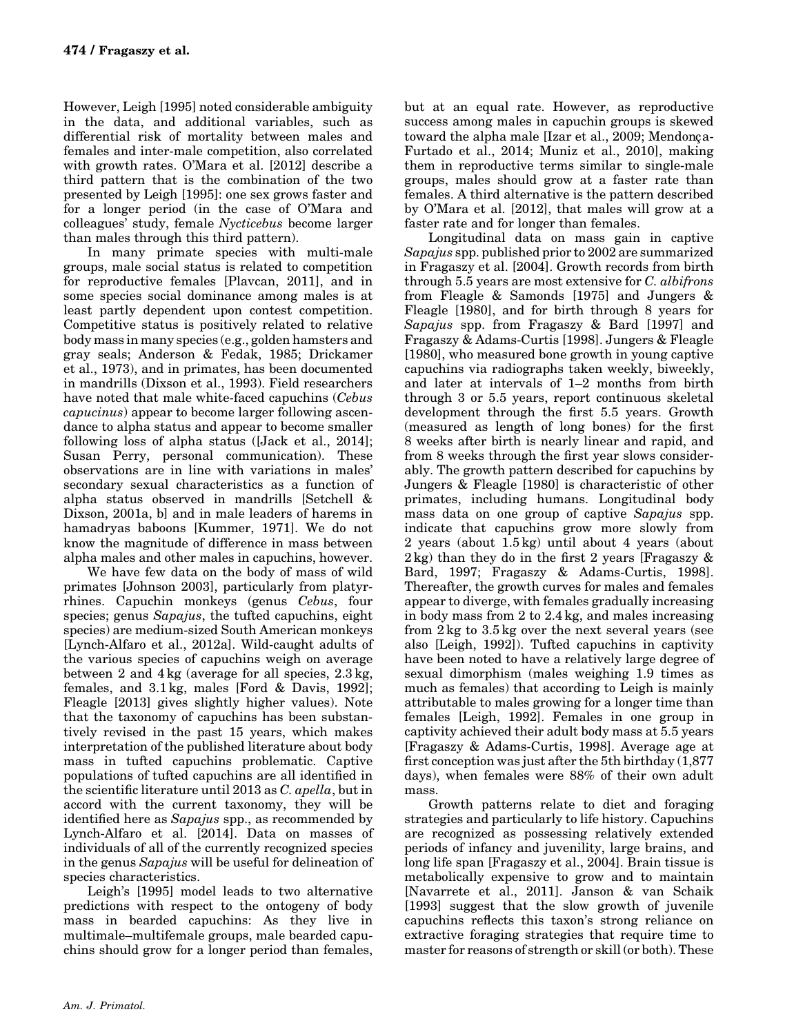However, Leigh [1995] noted considerable ambiguity in the data, and additional variables, such as differential risk of mortality between males and females and inter-male competition, also correlated with growth rates. O'Mara et al. [2012] describe a third pattern that is the combination of the two presented by Leigh [1995]: one sex grows faster and for a longer period (in the case of O'Mara and colleagues' study, female *Nycticebus* become larger than males through this third pattern).

In many primate species with multi-male groups, male social status is related to competition for reproductive females [Plavcan, 2011], and in some species social dominance among males is at least partly dependent upon contest competition. Competitive status is positively related to relative body mass in many species (e.g., golden hamsters and gray seals; Anderson & Fedak, 1985; Drickamer et al., 1973), and in primates, has been documented in mandrills (Dixson et al., 1993). Field researchers have noted that male white-faced capuchins (*Cebus capucinus*) appear to become larger following ascendance to alpha status and appear to become smaller following loss of alpha status ([Jack et al., 2014]; Susan Perry, personal communication). These observations are in line with variations in males' secondary sexual characteristics as a function of alpha status observed in mandrills [Setchell & Dixson, 2001a, b] and in male leaders of harems in hamadryas baboons [Kummer, 1971]. We do not know the magnitude of difference in mass between alpha males and other males in capuchins, however.

We have few data on the body of mass of wild primates [Johnson 2003], particularly from platyrrhines. Capuchin monkeys (genus *Cebus*, four species; genus *Sapajus*, the tufted capuchins, eight species) are medium-sized South American monkeys [Lynch-Alfaro et al., 2012a]. Wild-caught adults of the various species of capuchins weigh on average between 2 and 4 kg (average for all species, 2.3 kg, females, and 3.1 kg, males [Ford & Davis, 1992]; Fleagle [2013] gives slightly higher values). Note that the taxonomy of capuchins has been substantively revised in the past 15 years, which makes interpretation of the published literature about body mass in tufted capuchins problematic. Captive populations of tufted capuchins are all identified in the scientific literature until 2013 as *C. apella*, but in accord with the current taxonomy, they will be identified here as *Sapajus* spp., as recommended by Lynch-Alfaro et al. [2014]. Data on masses of individuals of all of the currently recognized species in the genus *Sapajus* will be useful for delineation of species characteristics.

Leigh's [1995] model leads to two alternative predictions with respect to the ontogeny of body mass in bearded capuchins: As they live in multimale–multifemale groups, male bearded capuchins should grow for a longer period than females, but at an equal rate. However, as reproductive success among males in capuchin groups is skewed toward the alpha male [Izar et al., 2009; Mendonça-Furtado et al., 2014; Muniz et al., 2010], making them in reproductive terms similar to single-male groups, males should grow at a faster rate than females. A third alternative is the pattern described by O'Mara et al. [2012], that males will grow at a faster rate and for longer than females.

Longitudinal data on mass gain in captive *Sapajus* spp. published prior to 2002 are summarized in Fragaszy et al. [2004]. Growth records from birth through 5.5 years are most extensive for *C. albifrons* from Fleagle & Samonds [1975] and Jungers & Fleagle [1980], and for birth through 8 years for *Sapajus* spp. from Fragaszy & Bard [1997] and Fragaszy & Adams-Curtis [1998]. Jungers & Fleagle [1980], who measured bone growth in young captive capuchins via radiographs taken weekly, biweekly, and later at intervals of 1–2 months from birth through 3 or 5.5 years, report continuous skeletal development through the first 5.5 years. Growth (measured as length of long bones) for the first 8 weeks after birth is nearly linear and rapid, and from 8 weeks through the first year slows considerably. The growth pattern described for capuchins by Jungers & Fleagle [1980] is characteristic of other primates, including humans. Longitudinal body mass data on one group of captive *Sapajus* spp. indicate that capuchins grow more slowly from 2 years (about 1.5 kg) until about 4 years (about 2 kg) than they do in the first 2 years [Fragaszy & Bard, 1997; Fragaszy & Adams-Curtis, 1998]. Thereafter, the growth curves for males and females appear to diverge, with females gradually increasing in body mass from 2 to 2.4 kg, and males increasing from 2 kg to 3.5 kg over the next several years (see also [Leigh, 1992]). Tufted capuchins in captivity have been noted to have a relatively large degree of sexual dimorphism (males weighing 1.9 times as much as females) that according to Leigh is mainly attributable to males growing for a longer time than females [Leigh, 1992]. Females in one group in captivity achieved their adult body mass at 5.5 years [Fragaszy & Adams-Curtis, 1998]. Average age at first conception was just after the 5th birthday (1,877 days), when females were 88% of their own adult mass.

Growth patterns relate to diet and foraging strategies and particularly to life history. Capuchins are recognized as possessing relatively extended periods of infancy and juvenility, large brains, and long life span [Fragaszy et al., 2004]. Brain tissue is metabolically expensive to grow and to maintain [Navarrete et al., 2011]. Janson & van Schaik [1993] suggest that the slow growth of juvenile capuchins reflects this taxon's strong reliance on extractive foraging strategies that require time to master for reasons of strength or skill (or both). These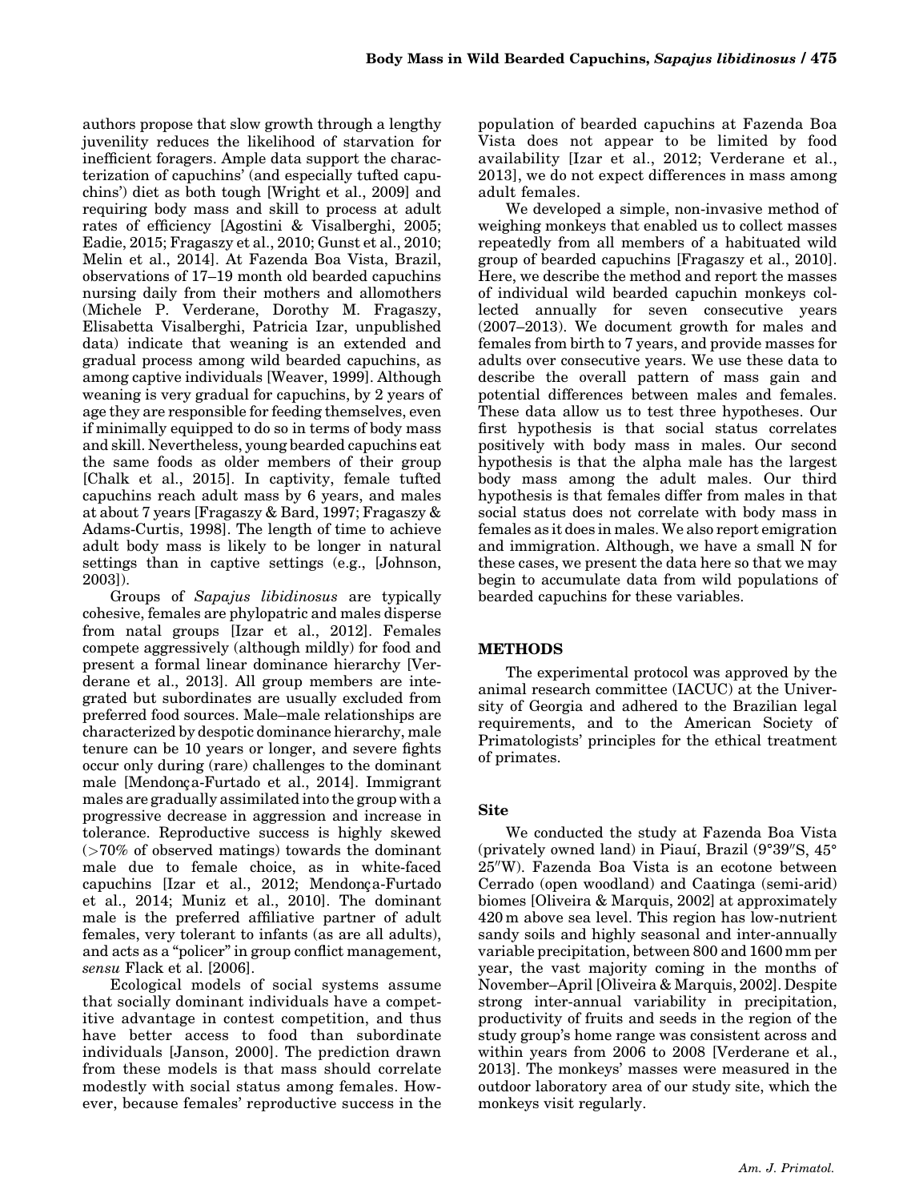authors propose that slow growth through a lengthy juvenility reduces the likelihood of starvation for inefficient foragers. Ample data support the characterization of capuchins' (and especially tufted capuchins') diet as both tough [Wright et al., 2009] and requiring body mass and skill to process at adult rates of efficiency [Agostini & Visalberghi, 2005; Eadie, 2015; Fragaszy et al., 2010; Gunst et al., 2010; Melin et al., 2014]. At Fazenda Boa Vista, Brazil, observations of 17–19 month old bearded capuchins nursing daily from their mothers and allomothers (Michele P. Verderane, Dorothy M. Fragaszy, Elisabetta Visalberghi, Patricia Izar, unpublished data) indicate that weaning is an extended and gradual process among wild bearded capuchins, as among captive individuals [Weaver, 1999]. Although weaning is very gradual for capuchins, by 2 years of age they are responsible for feeding themselves, even if minimally equipped to do so in terms of body mass and skill. Nevertheless, young bearded capuchins eat the same foods as older members of their group [Chalk et al., 2015]. In captivity, female tufted capuchins reach adult mass by 6 years, and males at about 7 years [Fragaszy & Bard, 1997; Fragaszy & Adams-Curtis, 1998]. The length of time to achieve adult body mass is likely to be longer in natural settings than in captive settings (e.g., [Johnson, 2003]).

Groups of *Sapajus libidinosus* are typically cohesive, females are phylopatric and males disperse from natal groups [Izar et al., 2012]. Females compete aggressively (although mildly) for food and present a formal linear dominance hierarchy [Verderane et al., 2013]. All group members are integrated but subordinates are usually excluded from preferred food sources. Male–male relationships are characterized by despotic dominance hierarchy, male tenure can be 10 years or longer, and severe fights occur only during (rare) challenges to the dominant male [Mendonça-Furtado et al., 2014]. Immigrant males are gradually assimilated into the group with a progressive decrease in aggression and increase in tolerance. Reproductive success is highly skewed (>70% of observed matings) towards the dominant male due to female choice, as in white-faced capuchins [Izar et al., 2012; Mendonça-Furtado et al., 2014; Muniz et al., 2010]. The dominant male is the preferred affiliative partner of adult females, very tolerant to infants (as are all adults), and acts as a "policer" in group conflict management, *sensu* Flack et al. [2006].

Ecological models of social systems assume that socially dominant individuals have a competitive advantage in contest competition, and thus have better access to food than subordinate individuals [Janson, 2000]. The prediction drawn from these models is that mass should correlate modestly with social status among females. However, because females' reproductive success in the population of bearded capuchins at Fazenda Boa Vista does not appear to be limited by food availability [Izar et al., 2012; Verderane et al., 2013], we do not expect differences in mass among adult females.

We developed a simple, non-invasive method of weighing monkeys that enabled us to collect masses repeatedly from all members of a habituated wild group of bearded capuchins [Fragaszy et al., 2010]. Here, we describe the method and report the masses of individual wild bearded capuchin monkeys collected annually for seven consecutive years (2007–2013). We document growth for males and females from birth to 7 years, and provide masses for adults over consecutive years. We use these data to describe the overall pattern of mass gain and potential differences between males and females. These data allow us to test three hypotheses. Our first hypothesis is that social status correlates positively with body mass in males. Our second hypothesis is that the alpha male has the largest body mass among the adult males. Our third hypothesis is that females differ from males in that social status does not correlate with body mass in females as it does in males. We also report emigration and immigration. Although, we have a small N for these cases, we present the data here so that we may begin to accumulate data from wild populations of bearded capuchins for these variables.

## METHODS

The experimental protocol was approved by the animal research committee (IACUC) at the University of Georgia and adhered to the Brazilian legal requirements, and to the American Society of Primatologists' principles for the ethical treatment of primates.

### Site

We conducted the study at Fazenda Boa Vista (privately owned land) in Piauí, Brazil (9°39″S, 45°25″W). Fazenda Boa Vista is an ecotone between Cerrado (open woodland) and Caatinga (semi-arid) biomes [Oliveira & Marquis, 2002] at approximately 420 m above sea level. This region has low-nutrient sandy soils and highly seasonal and inter-annually variable precipitation, between 800 and 1600 mm per year, the vast majority coming in the months of November–April [Oliveira & Marquis, 2002]. Despite strong inter-annual variability in precipitation, productivity of fruits and seeds in the region of the study group's home range was consistent across and within years from 2006 to 2008 [Verderane et al., 2013]. The monkeys' masses were measured in the outdoor laboratory area of our study site, which the monkeys visit regularly.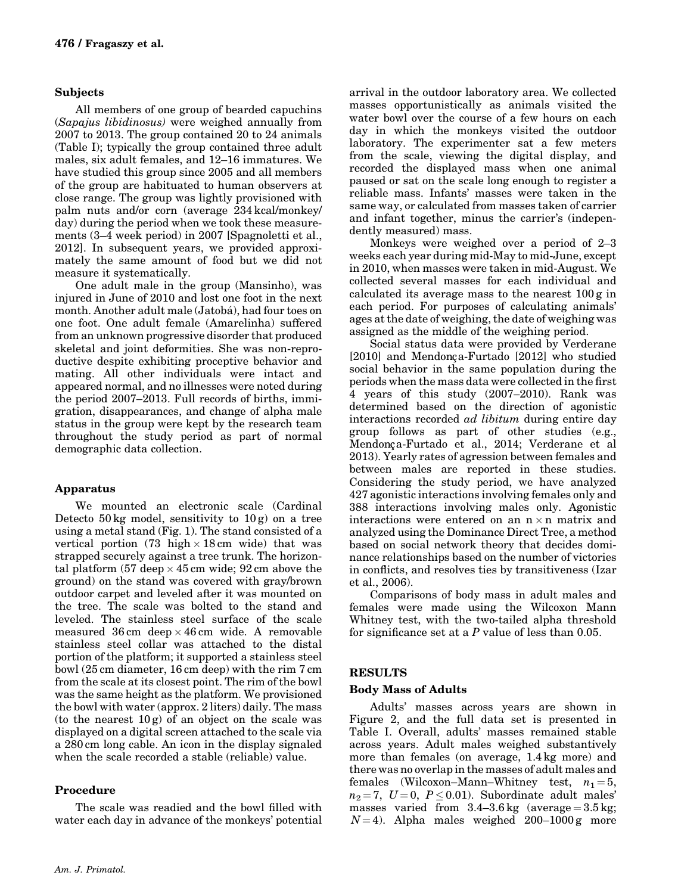### Subjects

All members of one group of bearded capuchins (*Sapajus libidinosus)* were weighed annually from 2007 to 2013. The group contained 20 to 24 animals (Table I); typically the group contained three adult males, six adult females, and 12–16 immatures. We have studied this group since 2005 and all members of the group are habituated to human observers at close range. The group was lightly provisioned with palm nuts and/or corn (average 234 kcal/monkey/day) during the period when we took these measurements (3–4 week period) in 2007 [Spagnoletti et al., 2012]. In subsequent years, we provided approximately the same amount of food but we did not measure it systematically.

One adult male in the group (Mansinho), was injured in June of 2010 and lost one foot in the next month. Another adult male (Jatobá), had four toes on one foot. One adult female (Amarelinha) suffered from an unknown progressive disorder that produced skeletal and joint deformities. She was non-reproductive despite exhibiting proceptive behavior and mating. All other individuals were intact and appeared normal, and no illnesses were noted during the period 2007–2013. Full records of births, immigration, disappearances, and change of alpha male status in the group were kept by the research team throughout the study period as part of normal demographic data collection.

### Apparatus

We mounted an electronic scale (Cardinal Detecto 50 kg model, sensitivity to 10 g) on a tree using a metal stand (Fig. 1). The stand consisted of a vertical portion (73 high × 18 cm wide) that was strapped securely against a tree trunk. The horizontal platform (57 deep × 45 cm wide; 92 cm above the ground) on the stand was covered with gray/brown outdoor carpet and leveled after it was mounted on the tree. The scale was bolted to the stand and leveled. The stainless steel surface of the scale measured 36 cm deep × 46 cm wide. A removable stainless steel collar was attached to the distal portion of the platform; it supported a stainless steel bowl (25 cm diameter, 16 cm deep) with the rim 7 cm from the scale at its closest point. The rim of the bowl was the same height as the platform. We provisioned the bowl with water (approx. 2 liters) daily. The mass (to the nearest 10 g) of an object on the scale was displayed on a digital screen attached to the scale via a 280 cm long cable. An icon in the display signaled when the scale recorded a stable (reliable) value.

### Procedure

The scale was readied and the bowl filled with water each day in advance of the monkeys' potential arrival in the outdoor laboratory area. We collected masses opportunistically as animals visited the water bowl over the course of a few hours on each day in which the monkeys visited the outdoor laboratory. The experimenter sat a few meters from the scale, viewing the digital display, and recorded the displayed mass when one animal paused or sat on the scale long enough to register a reliable mass. Infants' masses were taken in the same way, or calculated from masses taken of carrier and infant together, minus the carrier's (independently measured) mass.

Monkeys were weighed over a period of 2–3 weeks each year during mid-May to mid-June, except in 2010, when masses were taken in mid-August. We collected several masses for each individual and calculated its average mass to the nearest 100 g in each period. For purposes of calculating animals' ages at the date of weighing, the date of weighing was assigned as the middle of the weighing period.

Social status data were provided by Verderane [2010] and Mendonça-Furtado [2012] who studied social behavior in the same population during the periods when the mass data were collected in the first 4 years of this study (2007–2010). Rank was determined based on the direction of agonistic interactions recorded *ad libitum* during entire day group follows as part of other studies (e.g., Mendonça-Furtado et al., 2014; Verderane et al 2013). Yearly rates of agression between females and between males are reported in these studies. Considering the study period, we have analyzed 427 agonistic interactions involving females only and 388 interactions involving males only. Agonistic interactions were entered on an n × n matrix and analyzed using the Dominance Direct Tree, a method based on social network theory that decides dominance relationships based on the number of victories in conflicts, and resolves ties by transitiveness (Izar et al., 2006).

Comparisons of body mass in adult males and females were made using the Wilcoxon Mann Whitney test, with the two-tailed alpha threshold for significance set at a $P$ value of less than 0.05.

## RESULTS

### Body Mass of Adults

Adults' masses across years are shown in Figure 2, and the full data set is presented in Table I. Overall, adults' masses remained stable across years. Adult males weighed substantively more than females (on average, 1.4 kg more) and there was no overlap in the masses of adult males and females (Wilcoxon–Mann–Whitney test, $n_1 = 5$, $n_2 = 7$, $U = 0$, $P \leq 0.01$). Subordinate adult males' masses varied from 3.4–3.6 kg (average = 3.5 kg; $N = 4$). Alpha males weighed 200–1000 g more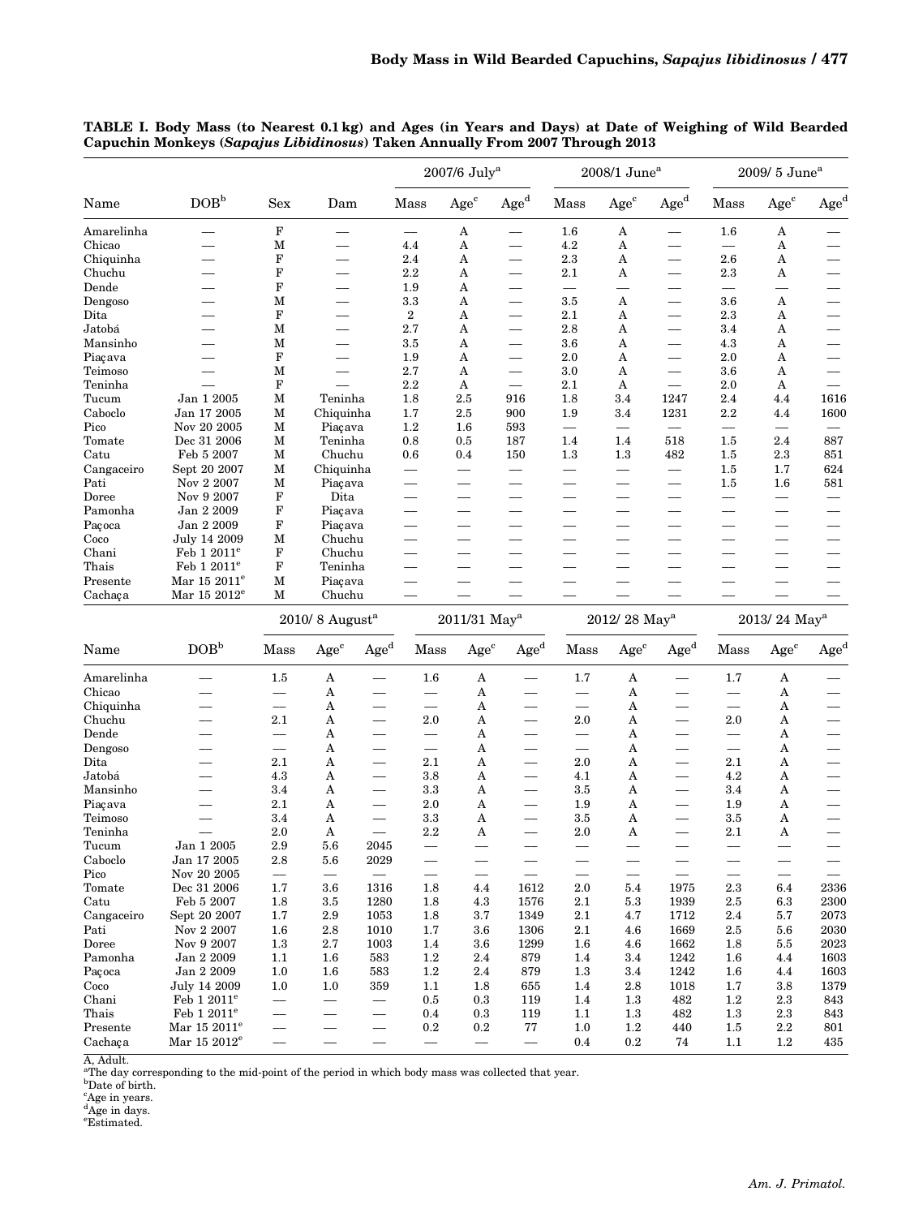**TABLE I. Body Mass (to Nearest 0.1 kg) and Ages (in Years and Days) at Date of Weighing of Wild Bearded Capuchin Monkeys (*Sapajus Libidinosus*) Taken Annually From 2007 Through 2013**

| Name | DOB[b] | Sex | Dam | 2007/6 July[a] | | | 2008/1 June[a] | | | 2009/ 5 June[a] | | |
|---|---|---|---|---|---|---|---|---|---|---|---|---|
| | | | | Mass | Age[c] | Age[d] | Mass | Age[c] | Age[d] | Mass | Age[c] | Age[d] |
| Amarelinha | — | F | — | — | A | — | 1.6 | A | — | 1.6 | A | — |
| Chicao | — | M | — | 4.4 | A | — | 4.2 | A | — | — | A | — |
| Chiquinha | — | F | — | 2.4 | A | — | 2.3 | A | — | 2.6 | A | — |
| Chuchu | — | F | — | 2.2 | A | — | 2.1 | A | — | 2.3 | A | — |
| Dende | — | F | — | 1.9 | A | — | — | — | — | — | — | — |
| Dengoso | — | M | — | 3.3 | A | — | 3.5 | A | — | 3.6 | A | — |
| Dita | — | F | — | 2 | A | — | 2.1 | A | — | 2.3 | A | — |
| Jatobá | — | M | — | 2.7 | A | — | 2.8 | A | — | 3.4 | A | — |
| Mansinho | — | M | — | 3.5 | A | — | 3.6 | A | — | 4.3 | A | — |
| Piaçava | — | F | — | 1.9 | A | — | 2.0 | A | — | 2.0 | A | — |
| Teimoso | — | M | — | 2.7 | A | — | 3.0 | A | — | 3.6 | A | — |
| Teninha | — | F | — | 2.2 | A | — | 2.1 | A | — | 2.0 | A | — |
| Tucum | Jan 1 2005 | M | Teninha | 1.8 | 2.5 | 916 | 1.8 | 3.4 | 1247 | 2.4 | 4.4 | 1616 |
| Caboclo | Jan 17 2005 | M | Chiquinha | 1.7 | 2.5 | 900 | 1.9 | 3.4 | 1231 | 2.2 | 4.4 | 1600 |
| Pico | Nov 20 2005 | M | Piaçava | 1.2 | 1.6 | 593 | — | — | — | — | — | — |
| Tomate | Dec 31 2006 | M | Teninha | 0.8 | 0.5 | 187 | 1.4 | 1.4 | 518 | 1.5 | 2.4 | 887 |
| Catu | Feb 5 2007 | M | Chuchu | 0.6 | 0.4 | 150 | 1.3 | 1.3 | 482 | 1.5 | 2.3 | 851 |
| Cangaceiro | Sept 20 2007 | M | Chiquinha | — | — | — | — | — | — | 1.5 | 1.7 | 624 |
| Pati | Nov 2 2007 | M | Piaçava | — | — | — | — | — | — | 1.5 | 1.6 | 581 |
| Doree | Nov 9 2007 | F | Dita | — | — | — | — | — | — | — | — | — |
| Pamonha | Jan 2 2009 | F | Piaçava | — | — | — | — | — | — | — | — | — |
| Paçoca | Jan 2 2009 | F | Piaçava | — | — | — | — | — | — | — | — | — |
| Coco | July 14 2009 | M | Chuchu | — | — | — | — | — | — | — | — | — |
| Chani | Feb 1 2011[e] | F | Chuchu | — | — | — | — | — | — | — | — | — |
| Thais | Feb 1 2011[e] | F | Teninha | — | — | — | — | — | — | — | — | — |
| Presente | Mar 15 2011[e] | M | Piaçava | — | — | — | — | — | — | — | — | — |
| Cachaça | Mar 15 2012[e] | M | Chuchu | — | — | — | — | — | — | — | — | — |

| Name | DOB[b] | 2010/ 8 August[a] | | | 2011/31 May[a] | | | 2012/ 28 May[a] | | | 2013/ 24 May[a] | | |
|---|---|---|---|---|---|---|---|---|---|---|---|---|---|
| | | Mass | Age[c] | Age[d] | Mass | Age[c] | Age[d] | Mass | Age[c] | Age[d] | Mass | Age[c] | Age[d] |
| Amarelinha | — | 1.5 | A | — | 1.6 | A | — | 1.7 | A | — | 1.7 | A | — |
| Chicao | — | — | A | — | — | A | — | — | A | — | — | A | — |
| Chiquinha | — | — | A | — | — | A | — | — | A | — | — | A | — |
| Chuchu | — | 2.1 | A | — | 2.0 | A | — | 2.0 | A | — | 2.0 | A | — |
| Dende | — | — | A | — | — | A | — | — | A | — | — | A | — |
| Dengoso | — | — | A | — | — | A | — | — | A | — | — | A | — |
| Dita | — | 2.1 | A | — | 2.1 | A | — | 2.0 | A | — | 2.1 | A | — |
| Jatobá | — | 4.3 | A | — | 3.8 | A | — | 4.1 | A | — | 4.2 | A | — |
| Mansinho | — | 3.4 | A | — | 3.3 | A | — | 3.5 | A | — | 3.4 | A | — |
| Piaçava | — | 2.1 | A | — | 2.0 | A | — | 1.9 | A | — | 1.9 | A | — |
| Teimoso | — | 3.4 | A | — | 3.3 | A | — | 3.5 | A | — | 3.5 | A | — |
| Teninha | — | 2.0 | A | — | 2.2 | A | — | 2.0 | A | — | 2.1 | A | — |
| Tucum | Jan 1 2005 | 2.9 | 5.6 | 2045 | — | — | — | — | — | — | — | — | — |
| Caboclo | Jan 17 2005 | 2.8 | 5.6 | 2029 | — | — | — | — | — | — | — | — | — |
| Pico | Nov 20 2005 | — | — | — | — | — | — | — | — | — | — | — | — |
| Tomate | Dec 31 2006 | 1.7 | 3.6 | 1316 | 1.8 | 4.4 | 1612 | 2.0 | 5.4 | 1975 | 2.3 | 6.4 | 2336 |
| Catu | Feb 5 2007 | 1.8 | 3.5 | 1280 | 1.8 | 4.3 | 1576 | 2.1 | 5.3 | 1939 | 2.5 | 6.3 | 2300 |
| Cangaceiro | Sept 20 2007 | 1.7 | 2.9 | 1053 | 1.8 | 3.7 | 1349 | 2.1 | 4.7 | 1712 | 2.4 | 5.7 | 2073 |
| Pati | Nov 2 2007 | 1.6 | 2.8 | 1010 | 1.7 | 3.6 | 1306 | 2.1 | 4.6 | 1669 | 2.5 | 5.6 | 2030 |
| Doree | Nov 9 2007 | 1.3 | 2.7 | 1003 | 1.4 | 3.6 | 1299 | 1.6 | 4.6 | 1662 | 1.8 | 5.5 | 2023 |
| Pamonha | Jan 2 2009 | 1.1 | 1.6 | 583 | 1.2 | 2.4 | 879 | 1.4 | 3.4 | 1242 | 1.6 | 4.4 | 1603 |
| Paçoca | Jan 2 2009 | 1.0 | 1.6 | 583 | 1.2 | 2.4 | 879 | 1.3 | 3.4 | 1242 | 1.6 | 4.4 | 1603 |
| Coco | July 14 2009 | 1.0 | 1.0 | 359 | 1.1 | 1.8 | 655 | 1.4 | 2.8 | 1018 | 1.7 | 3.8 | 1379 |
| Chani | Feb 1 2011[e] | — | — | — | 0.5 | 0.3 | 119 | 1.4 | 1.3 | 482 | 1.2 | 2.3 | 843 |
| Thais | Feb 1 2011[e] | — | — | — | 0.4 | 0.3 | 119 | 1.1 | 1.3 | 482 | 1.3 | 2.3 | 843 |
| Presente | Mar 15 2011[e] | — | — | — | 0.2 | 0.2 | 77 | 1.0 | 1.2 | 440 | 1.5 | 2.2 | 801 |
| Cachaça | Mar 15 2012[e] | — | — | — | — | — | — | 0.4 | 0.2 | 74 | 1.1 | 1.2 | 435 |

A, Adult.
[a]The day corresponding to the mid-point of the period in which body mass was collected that year.
[b]Date of birth.
[c]Age in years.
[d]Age in days.
[e]Estimated.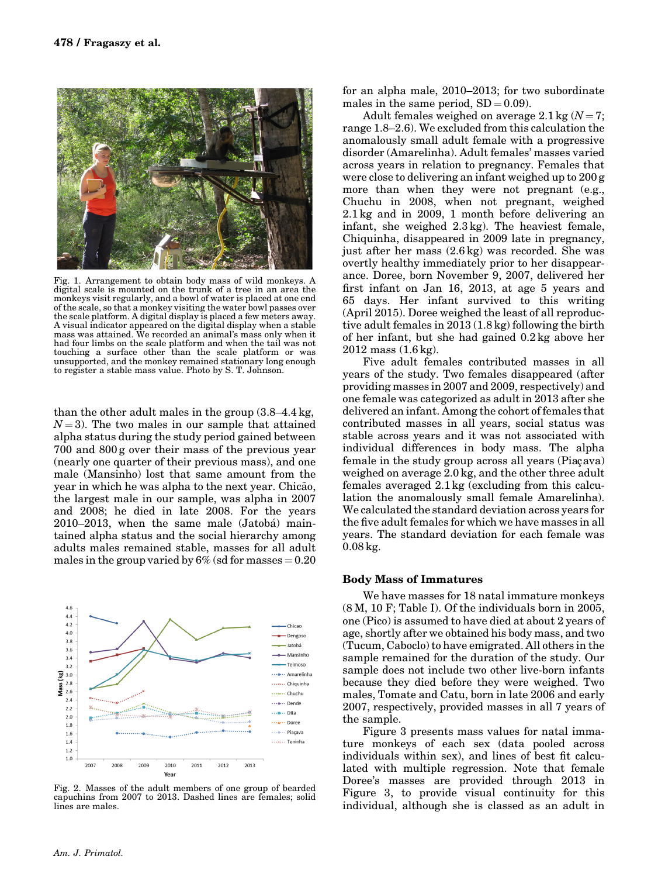Fig. 1. Arrangement to obtain body mass of wild monkeys. A digital scale is mounted on the trunk of a tree in an area the monkeys visit regularly, and a bowl of water is placed at one end of the scale, so that a monkey visiting the water bowl passes over the scale platform. A digital display is placed a few meters away. A visual indicator appeared on the digital display when a stable mass was attained. We recorded an animal's mass only when it had four limbs on the scale platform and when the tail was not touching a surface other than the scale platform or was unsupported, and the monkey remained stationary long enough to register a stable mass value. Photo by S. T. Johnson.

than the other adult males in the group (3.8–4.4 kg, $N = 3$). The two males in our sample that attained alpha status during the study period gained between 700 and 800 g over their mass of the previous year (nearly one quarter of their previous mass), and one male (Mansinho) lost that same amount from the year in which he was alpha to the next year. Chicão, the largest male in our sample, was alpha in 2007 and 2008; he died in late 2008. For the years 2010–2013, when the same male (Jatobá) maintained alpha status and the social hierarchy among adults males remained stable, masses for all adult males in the group varied by 6% (sd for masses = 0.20 for an alpha male, 2010–2013; for two subordinate males in the same period, SD = 0.09).

Fig. 2. Masses of the adult members of one group of bearded capuchins from 2007 to 2013. Dashed lines are females; solid lines are males.

Adult females weighed on average 2.1 kg ($N = 7$; range 1.8–2.6). We excluded from this calculation the anomalously small adult female with a progressive disorder (Amarelinha). Adult females' masses varied across years in relation to pregnancy. Females that were close to delivering an infant weighed up to 200 g more than when they were not pregnant (e.g., Chuchu in 2008, when not pregnant, weighed 2.1 kg and in 2009, 1 month before delivering an infant, she weighed 2.3 kg). The heaviest female, Chiquinha, disappeared in 2009 late in pregnancy, just after her mass (2.6 kg) was recorded. She was overtly healthy immediately prior to her disappearance. Doree, born November 9, 2007, delivered her first infant on Jan 16, 2013, at age 5 years and 65 days. Her infant survived to this writing (April 2015). Doree weighed the least of all reproductive adult females in 2013 (1.8 kg) following the birth of her infant, but she had gained 0.2 kg above her 2012 mass (1.6 kg).

Five adult females contributed masses in all years of the study. Two females disappeared (after providing masses in 2007 and 2009, respectively) and one female was categorized as adult in 2013 after she delivered an infant. Among the cohort of females that contributed masses in all years, social status was stable across years and it was not associated with individual differences in body mass. The alpha female in the study group across all years (Piaçava) weighed on average 2.0 kg, and the other three adult females averaged 2.1 kg (excluding from this calculation the anomalously small female Amarelinha). We calculated the standard deviation across years for the five adult females for which we have masses in all years. The standard deviation for each female was 0.08 kg.

## Body Mass of Immatures

We have masses for 18 natal immature monkeys (8 M, 10 F; Table I). Of the individuals born in 2005, one (Pico) is assumed to have died at about 2 years of age, shortly after we obtained his body mass, and two (Tucum, Caboclo) to have emigrated. All others in the sample remained for the duration of the study. Our sample does not include two other live-born infants because they died before they were weighed. Two males, Tomate and Catu, born in late 2006 and early 2007, respectively, provided masses in all 7 years of the sample.

Figure 3 presents mass values for natal immature monkeys of each sex (data pooled across individuals within sex), and lines of best fit calculated with multiple regression. Note that female Doree's masses are provided through 2013 in Figure 3, to provide visual continuity for this individual, although she is classed as an adult in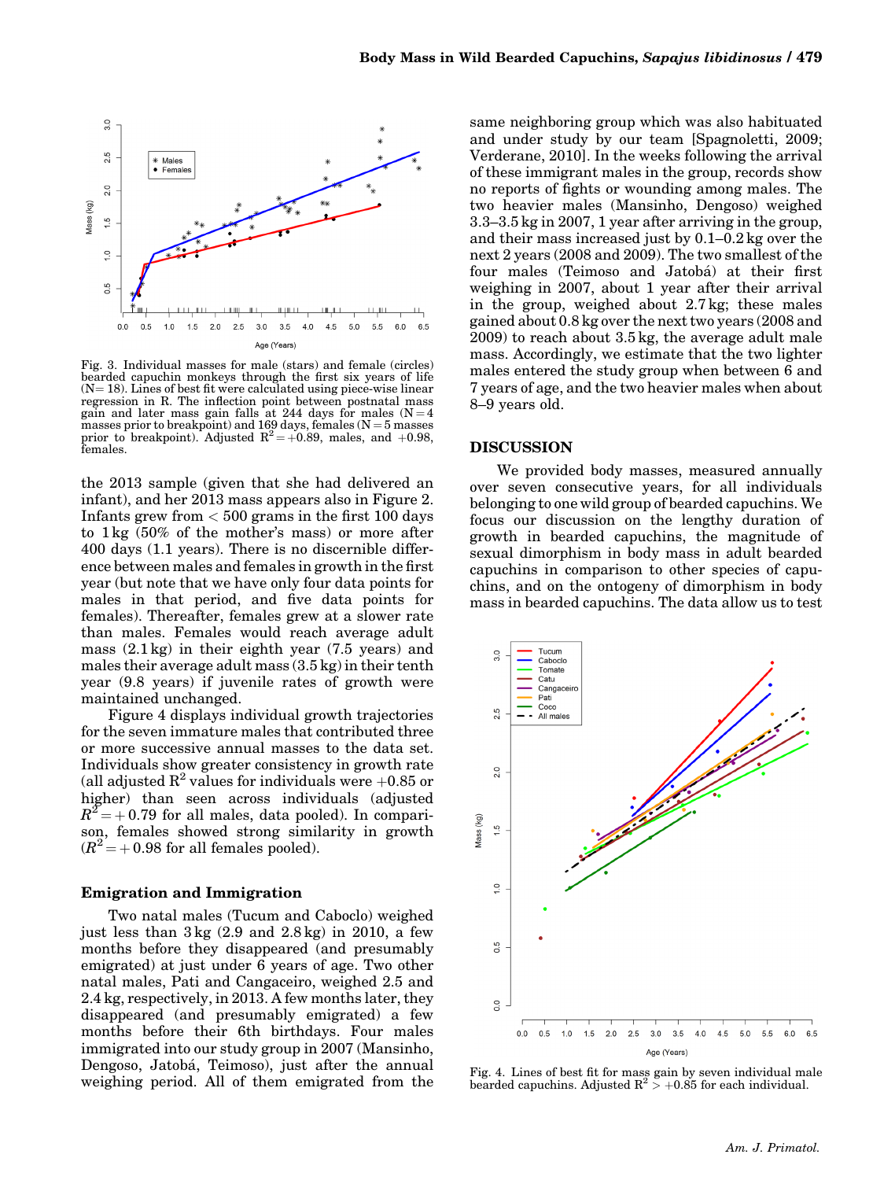Fig. 3. Individual masses for male (stars) and female (circles) bearded capuchin monkeys through the first six years of life (N= 18). Lines of best fit were calculated using piece-wise linear regression in R. The inflection point between postnatal mass gain and later mass gain falls at 244 days for males (N = 4 masses prior to breakpoint) and 169 days, females (N = 5 masses prior to breakpoint). Adjusted $R^2 = +0.89$, males, and $+0.98$, females.

the 2013 sample (given that she had delivered an infant), and her 2013 mass appears also in Figure 2. Infants grew from < 500 grams in the first 100 days to 1 kg (50% of the mother's mass) or more after 400 days (1.1 years). There is no discernible difference between males and females in growth in the first year (but note that we have only four data points for males in that period, and five data points for females). Thereafter, females grew at a slower rate than males. Females would reach average adult mass (2.1 kg) in their eighth year (7.5 years) and males their average adult mass (3.5 kg) in their tenth year (9.8 years) if juvenile rates of growth were maintained unchanged.

Figure 4 displays individual growth trajectories for the seven immature males that contributed three or more successive annual masses to the data set. Individuals show greater consistency in growth rate (all adjusted $R^2$ values for individuals were $+0.85$ or higher) than seen across individuals (adjusted $R^2 = +0.79$ for all males, data pooled). In comparison, females showed strong similarity in growth ($R^2 = +0.98$ for all females pooled).

### Emigration and Immigration

Two natal males (Tucum and Caboclo) weighed just less than 3 kg (2.9 and 2.8 kg) in 2010, a few months before they disappeared (and presumably emigrated) at just under 6 years of age. Two other natal males, Pati and Cangaceiro, weighed 2.5 and 2.4 kg, respectively, in 2013. A few months later, they disappeared (and presumably emigrated) a few months before their 6th birthdays. Four males immigrated into our study group in 2007 (Mansinho, Dengoso, Jatobá, Teimoso), just after the annual weighing period. All of them emigrated from the same neighboring group which was also habituated and under study by our team [Spagnoletti, 2009; Verderane, 2010]. In the weeks following the arrival of these immigrant males in the group, records show no reports of fights or wounding among males. The two heavier males (Mansinho, Dengoso) weighed 3.3–3.5 kg in 2007, 1 year after arriving in the group, and their mass increased just by 0.1–0.2 kg over the next 2 years (2008 and 2009). The two smallest of the four males (Teimoso and Jatobá) at their first weighing in 2007, about 1 year after their arrival in the group, weighed about 2.7 kg; these males gained about 0.8 kg over the next two years (2008 and 2009) to reach about 3.5 kg, the average adult male mass. Accordingly, we estimate that the two lighter males entered the study group when between 6 and 7 years of age, and the two heavier males when about 8–9 years old.

## DISCUSSION

We provided body masses, measured annually over seven consecutive years, for all individuals belonging to one wild group of bearded capuchins. We focus our discussion on the lengthy duration of growth in bearded capuchins, the magnitude of sexual dimorphism in body mass in adult bearded capuchins in comparison to other species of capuchins, and on the ontogeny of dimorphism in body mass in bearded capuchins. The data allow us to test

Fig. 4. Lines of best fit for mass gain by seven individual male bearded capuchins. Adjusted $R^2 > +0.85$ for each individual.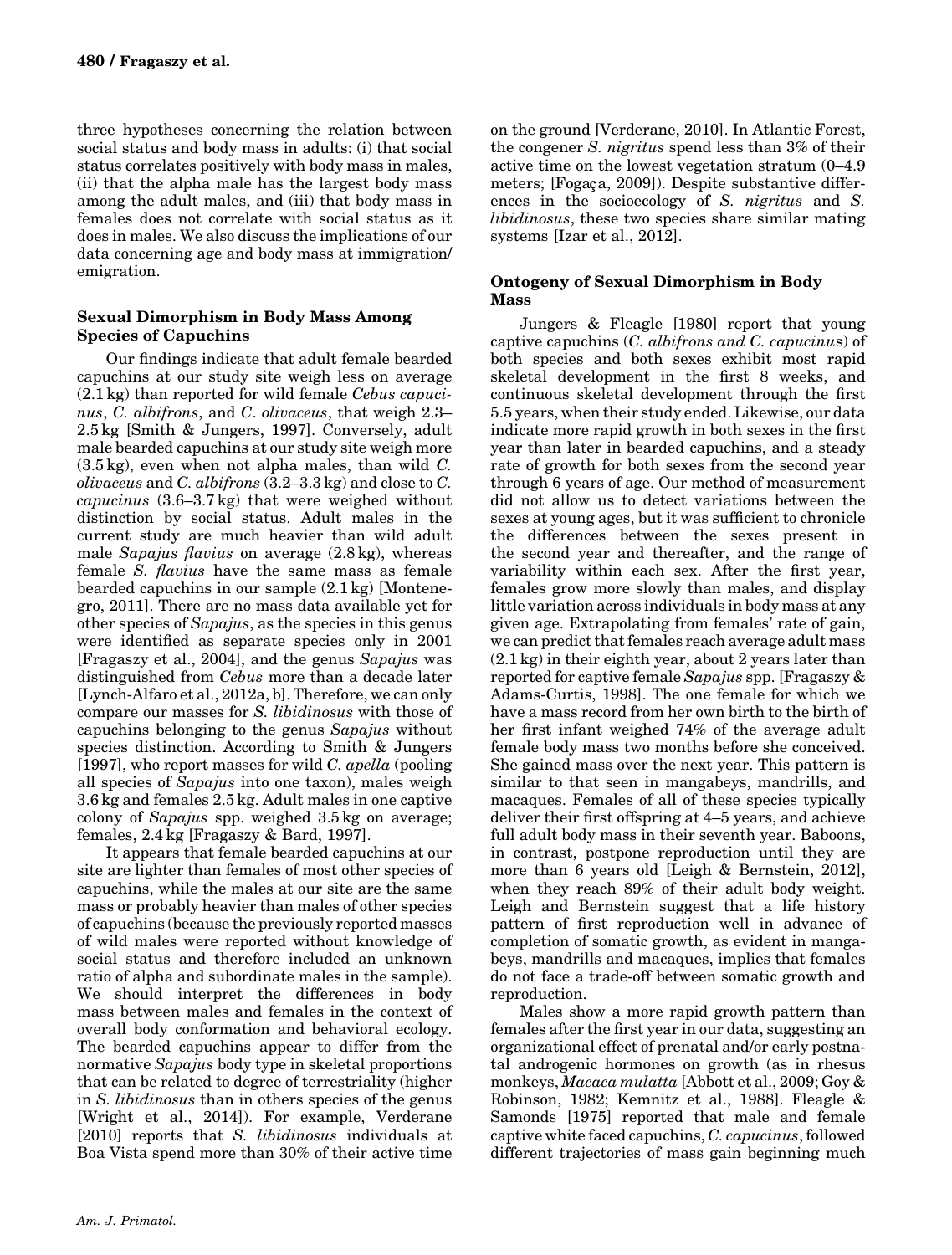three hypotheses concerning the relation between social status and body mass in adults: (i) that social status correlates positively with body mass in males, (ii) that the alpha male has the largest body mass among the adult males, and (iii) that body mass in females does not correlate with social status as it does in males. We also discuss the implications of our data concerning age and body mass at immigration/emigration.

### Sexual Dimorphism in Body Mass Among Species of Capuchins

Our findings indicate that adult female bearded capuchins at our study site weigh less on average (2.1 kg) than reported for wild female *Cebus capucinus*, *C. albifrons*, and *C. olivaceus*, that weigh 2.3–2.5 kg [Smith & Jungers, 1997]. Conversely, adult male bearded capuchins at our study site weigh more (3.5 kg), even when not alpha males, than wild *C. olivaceus* and *C. albifrons* (3.2–3.3 kg) and close to *C. capucinus* (3.6–3.7 kg) that were weighed without distinction by social status. Adult males in the current study are much heavier than wild adult male *Sapajus flavius* on average (2.8 kg), whereas female *S. flavius* have the same mass as female bearded capuchins in our sample (2.1 kg) [Montenegro, 2011]. There are no mass data available yet for other species of *Sapajus*, as the species in this genus were identified as separate species only in 2001 [Fragaszy et al., 2004], and the genus *Sapajus* was distinguished from *Cebus* more than a decade later [Lynch-Alfaro et al., 2012a, b]. Therefore, we can only compare our masses for *S. libidinosus* with those of capuchins belonging to the genus *Sapajus* without species distinction. According to Smith & Jungers [1997], who report masses for wild *C. apella* (pooling all species of *Sapajus* into one taxon), males weigh 3.6 kg and females 2.5 kg. Adult males in one captive colony of *Sapajus* spp. weighed 3.5 kg on average; females, 2.4 kg [Fragaszy & Bard, 1997].

It appears that female bearded capuchins at our site are lighter than females of most other species of capuchins, while the males at our site are the same mass or probably heavier than males of other species of capuchins (because the previously reported masses of wild males were reported without knowledge of social status and therefore included an unknown ratio of alpha and subordinate males in the sample). We should interpret the differences in body mass between males and females in the context of overall body conformation and behavioral ecology. The bearded capuchins appear to differ from the normative *Sapajus* body type in skeletal proportions that can be related to degree of terrestriality (higher in *S. libidinosus* than in others species of the genus [Wright et al., 2014]). For example, Verderane [2010] reports that *S. libidinosus* individuals at Boa Vista spend more than 30% of their active time on the ground [Verderane, 2010]. In Atlantic Forest, the congener *S. nigritus* spend less than 3% of their active time on the lowest vegetation stratum (0–4.9 meters; [Fogaça, 2009]). Despite substantive differences in the socioecology of *S. nigritus* and *S. libidinosus*, these two species share similar mating systems [Izar et al., 2012].

### Ontogeny of Sexual Dimorphism in Body Mass

Jungers & Fleagle [1980] report that young captive capuchins (*C. albifrons and C. capucinus*) of both species and both sexes exhibit most rapid skeletal development in the first 8 weeks, and continuous skeletal development through the first 5.5 years, when their study ended. Likewise, our data indicate more rapid growth in both sexes in the first year than later in bearded capuchins, and a steady rate of growth for both sexes from the second year through 6 years of age. Our method of measurement did not allow us to detect variations between the sexes at young ages, but it was sufficient to chronicle the differences between the sexes present in the second year and thereafter, and the range of variability within each sex. After the first year, females grow more slowly than males, and display little variation across individuals in body mass at any given age. Extrapolating from females' rate of gain, we can predict that females reach average adult mass (2.1 kg) in their eighth year, about 2 years later than reported for captive female *Sapajus* spp. [Fragaszy & Adams-Curtis, 1998]. The one female for which we have a mass record from her own birth to the birth of her first infant weighed 74% of the average adult female body mass two months before she conceived. She gained mass over the next year. This pattern is similar to that seen in mangabeys, mandrills, and macaques. Females of all of these species typically deliver their first offspring at 4–5 years, and achieve full adult body mass in their seventh year. Baboons, in contrast, postpone reproduction until they are more than 6 years old [Leigh & Bernstein, 2012], when they reach 89% of their adult body weight. Leigh and Bernstein suggest that a life history pattern of first reproduction well in advance of completion of somatic growth, as evident in mangabeys, mandrills and macaques, implies that females do not face a trade-off between somatic growth and reproduction.

Males show a more rapid growth pattern than females after the first year in our data, suggesting an organizational effect of prenatal and/or early postnatal androgenic hormones on growth (as in rhesus monkeys, *Macaca mulatta* [Abbott et al., 2009; Goy & Robinson, 1982; Kemnitz et al., 1988]. Fleagle & Samonds [1975] reported that male and female captive white faced capuchins, *C. capucinus*, followed different trajectories of mass gain beginning much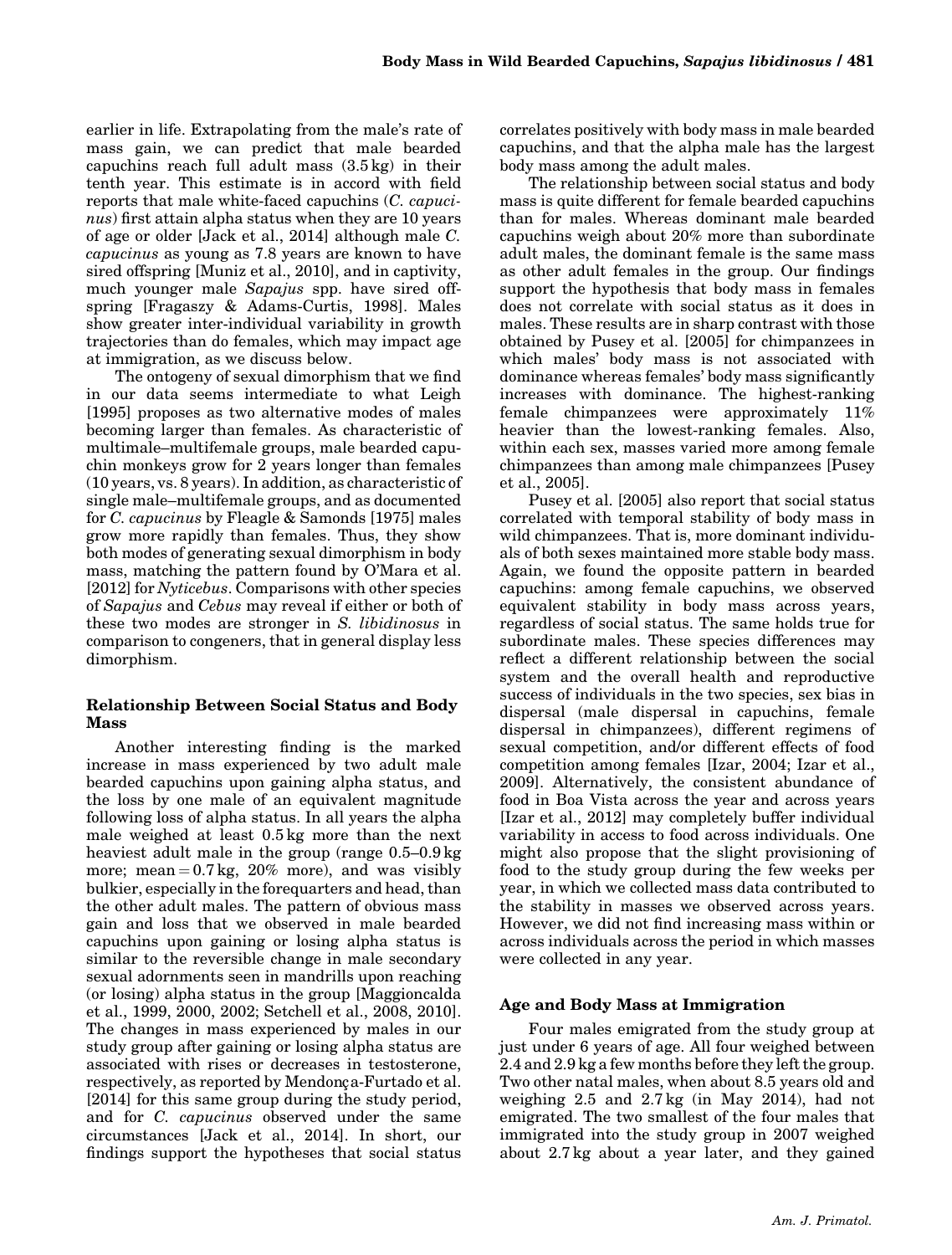earlier in life. Extrapolating from the male's rate of mass gain, we can predict that male bearded capuchins reach full adult mass (3.5 kg) in their tenth year. This estimate is in accord with field reports that male white-faced capuchins (*C. capucinus*) first attain alpha status when they are 10 years of age or older [Jack et al., 2014] although male *C. capucinus* as young as 7.8 years are known to have sired offspring [Muniz et al., 2010], and in captivity, much younger male *Sapajus* spp. have sired offspring [Fragaszy & Adams-Curtis, 1998]. Males show greater inter-individual variability in growth trajectories than do females, which may impact age at immigration, as we discuss below.

The ontogeny of sexual dimorphism that we find in our data seems intermediate to what Leigh [1995] proposes as two alternative modes of males becoming larger than females. As characteristic of multimale–multifemale groups, male bearded capuchin monkeys grow for 2 years longer than females (10 years, vs. 8 years). In addition, as characteristic of single male–multifemale groups, and as documented for *C. capucinus* by Fleagle & Samonds [1975] males grow more rapidly than females. Thus, they show both modes of generating sexual dimorphism in body mass, matching the pattern found by O'Mara et al. [2012] for *Nyticebus*. Comparisons with other species of *Sapajus* and *Cebus* may reveal if either or both of these two modes are stronger in *S. libidinosus* in comparison to congeners, that in general display less dimorphism.

### Relationship Between Social Status and Body Mass

Another interesting finding is the marked increase in mass experienced by two adult male bearded capuchins upon gaining alpha status, and the loss by one male of an equivalent magnitude following loss of alpha status. In all years the alpha male weighed at least 0.5 kg more than the next heaviest adult male in the group (range 0.5–0.9 kg more; mean = 0.7 kg, 20% more), and was visibly bulkier, especially in the forequarters and head, than the other adult males. The pattern of obvious mass gain and loss that we observed in male bearded capuchins upon gaining or losing alpha status is similar to the reversible change in male secondary sexual adornments seen in mandrills upon reaching (or losing) alpha status in the group [Maggioncalda et al., 1999, 2000, 2002; Setchell et al., 2008, 2010]. The changes in mass experienced by males in our study group after gaining or losing alpha status are associated with rises or decreases in testosterone, respectively, as reported by Mendonça-Furtado et al. [2014] for this same group during the study period, and for *C. capucinus* observed under the same circumstances [Jack et al., 2014]. In short, our findings support the hypotheses that social status correlates positively with body mass in male bearded capuchins, and that the alpha male has the largest body mass among the adult males.

The relationship between social status and body mass is quite different for female bearded capuchins than for males. Whereas dominant male bearded capuchins weigh about 20% more than subordinate adult males, the dominant female is the same mass as other adult females in the group. Our findings support the hypothesis that body mass in females does not correlate with social status as it does in males. These results are in sharp contrast with those obtained by Pusey et al. [2005] for chimpanzees in which males' body mass is not associated with dominance whereas females' body mass significantly increases with dominance. The highest-ranking female chimpanzees were approximately 11% heavier than the lowest-ranking females. Also, within each sex, masses varied more among female chimpanzees than among male chimpanzees [Pusey et al., 2005].

Pusey et al. [2005] also report that social status correlated with temporal stability of body mass in wild chimpanzees. That is, more dominant individuals of both sexes maintained more stable body mass. Again, we found the opposite pattern in bearded capuchins: among female capuchins, we observed equivalent stability in body mass across years, regardless of social status. The same holds true for subordinate males. These species differences may reflect a different relationship between the social system and the overall health and reproductive success of individuals in the two species, sex bias in dispersal (male dispersal in capuchins, female dispersal in chimpanzees), different regimens of sexual competition, and/or different effects of food competition among females [Izar, 2004; Izar et al., 2009]. Alternatively, the consistent abundance of food in Boa Vista across the year and across years [Izar et al., 2012] may completely buffer individual variability in access to food across individuals. One might also propose that the slight provisioning of food to the study group during the few weeks per year, in which we collected mass data contributed to the stability in masses we observed across years. However, we did not find increasing mass within or across individuals across the period in which masses were collected in any year.

### Age and Body Mass at Immigration

Four males emigrated from the study group at just under 6 years of age. All four weighed between 2.4 and 2.9 kg a few months before they left the group. Two other natal males, when about 8.5 years old and weighing 2.5 and 2.7 kg (in May 2014), had not emigrated. The two smallest of the four males that immigrated into the study group in 2007 weighed about 2.7 kg about a year later, and they gained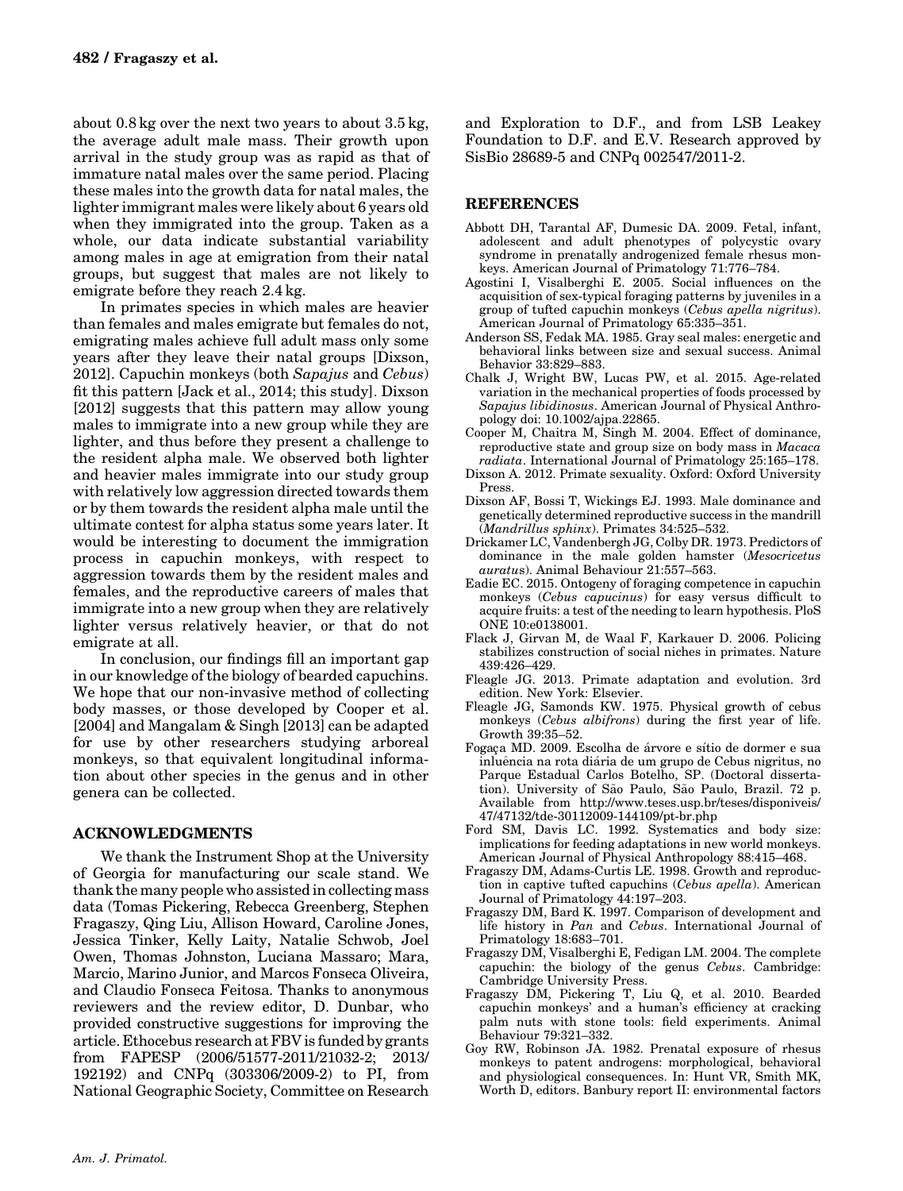about 0.8 kg over the next two years to about 3.5 kg, the average adult male mass. Their growth upon arrival in the study group was as rapid as that of immature natal males over the same period. Placing these males into the growth data for natal males, the lighter immigrant males were likely about 6 years old when they immigrated into the group. Taken as a whole, our data indicate substantial variability among males in age at emigration from their natal groups, but suggest that males are not likely to emigrate before they reach 2.4 kg.

In primates species in which males are heavier than females and males emigrate but females do not, emigrating males achieve full adult mass only some years after they leave their natal groups [Dixson, 2012]. Capuchin monkeys (both *Sapajus* and *Cebus*) fit this pattern [Jack et al., 2014; this study]. Dixson [2012] suggests that this pattern may allow young males to immigrate into a new group while they are lighter, and thus before they present a challenge to the resident alpha male. We observed both lighter and heavier males immigrate into our study group with relatively low aggression directed towards them or by them towards the resident alpha male until the ultimate contest for alpha status some years later. It would be interesting to document the immigration process in capuchin monkeys, with respect to aggression towards them by the resident males and females, and the reproductive careers of males that immigrate into a new group when they are relatively lighter versus relatively heavier, or that do not emigrate at all.

In conclusion, our findings fill an important gap in our knowledge of the biology of bearded capuchins. We hope that our non-invasive method of collecting body masses, or those developed by Cooper et al. [2004] and Mangalam & Singh [2013] can be adapted for use by other researchers studying arboreal monkeys, so that equivalent longitudinal information about other species in the genus and in other genera can be collected.

## ACKNOWLEDGMENTS

We thank the Instrument Shop at the University of Georgia for manufacturing our scale stand. We thank the many people who assisted in collecting mass data (Tomas Pickering, Rebecca Greenberg, Stephen Fragaszy, Qing Liu, Allison Howard, Caroline Jones, Jessica Tinker, Kelly Laity, Natalie Schwob, Joel Owen, Thomas Johnston, Luciana Massaro; Mara, Marcio, Marino Junior, and Marcos Fonseca Oliveira, and Claudio Fonseca Feitosa. Thanks to anonymous reviewers and the review editor, D. Dunbar, who provided constructive suggestions for improving the article. Ethocebus research at FBV is funded by grants from FAPESP (2006/51577-2011/21032-2; 2013/192192) and CNPq (303306/2009-2) to PI, from National Geographic Society, Committee on Research and Exploration to D.F., and from LSB Leakey Foundation to D.F. and E.V. Research approved by SisBio 28689-5 and CNPq 002547/2011-2.

## REFERENCES

Abbott DH, Tarantal AF, Dumesic DA. 2009. Fetal, infant, adolescent and adult phenotypes of polycystic ovary syndrome in prenatally androgenized female rhesus monkeys. American Journal of Primatology 71:776–784.

Agostini I, Visalberghi E. 2005. Social influences on the acquisition of sex-typical foraging patterns by juveniles in a group of tufted capuchin monkeys (*Cebus apella nigritus*). American Journal of Primatology 65:335–351.

Anderson SS, Fedak MA. 1985. Gray seal males: energetic and behavioral links between size and sexual success. Animal Behavior 33:829–883.

Chalk J, Wright BW, Lucas PW, et al. 2015. Age-related variation in the mechanical properties of foods processed by *Sapajus libidinosus*. American Journal of Physical Anthropology doi: 10.1002/ajpa.22865.

Cooper M, Chaitra M, Singh M. 2004. Effect of dominance, reproductive state and group size on body mass in *Macaca radiata*. International Journal of Primatology 25:165–178.

Dixson A. 2012. Primate sexuality. Oxford: Oxford University Press.

Dixson AF, Bossi T, Wickings EJ. 1993. Male dominance and genetically determined reproductive success in the mandrill (*Mandrillus sphinx*). Primates 34:525–532.

Drickamer LC, Vandenbergh JG, Colby DR. 1973. Predictors of dominance in the male golden hamster (*Mesocricetus auratus*). Animal Behaviour 21:557–563.

Eadie EC. 2015. Ontogeny of foraging competence in capuchin monkeys (*Cebus capucinus*) for easy versus difficult to acquire fruits: a test of the needing to learn hypothesis. PloS ONE 10:e0138001.

Flack J, Girvan M, de Waal F, Karkauer D. 2006. Policing stabilizes construction of social niches in primates. Nature 439:426–429.

Fleagle JG. 2013. Primate adaptation and evolution. 3rd edition. New York: Elsevier.

Fleagle JG, Samonds KW. 1975. Physical growth of cebus monkeys (*Cebus albifrons*) during the first year of life. Growth 39:35–52.

Fogaça MD. 2009. Escolha de árvore e sítio de dormer e sua inluência na rota diária de um grupo de Cebus nigritus, no Parque Estadual Carlos Botelho, SP. (Doctoral dissertation). University of São Paulo, São Paulo, Brazil. 72 p. Available from http://www.teses.usp.br/teses/disponiveis/47/47132/tde-30112009-144109/pt-br.php

Ford SM, Davis LC. 1992. Systematics and body size: implications for feeding adaptations in new world monkeys. American Journal of Physical Anthropology 88:415–468.

Fragaszy DM, Adams-Curtis LE. 1998. Growth and reproduction in captive tufted capuchins (*Cebus apella*). American Journal of Primatology 44:197–203.

Fragaszy DM, Bard K. 1997. Comparison of development and life history in *Pan* and *Cebus*. International Journal of Primatology 18:683–701.

Fragaszy DM, Visalberghi E, Fedigan LM. 2004. The complete capuchin: the biology of the genus *Cebus*. Cambridge: Cambridge University Press.

Fragaszy DM, Pickering T, Liu Q, et al. 2010. Bearded capuchin monkeys' and a human's efficiency at cracking palm nuts with stone tools: field experiments. Animal Behaviour 79:321–332.

Goy RW, Robinson JA. 1982. Prenatal exposure of rhesus monkeys to patent androgens: morphological, behavioral and physiological consequences. In: Hunt VR, Smith MK, Worth D, editors. Banbury report II: environmental factors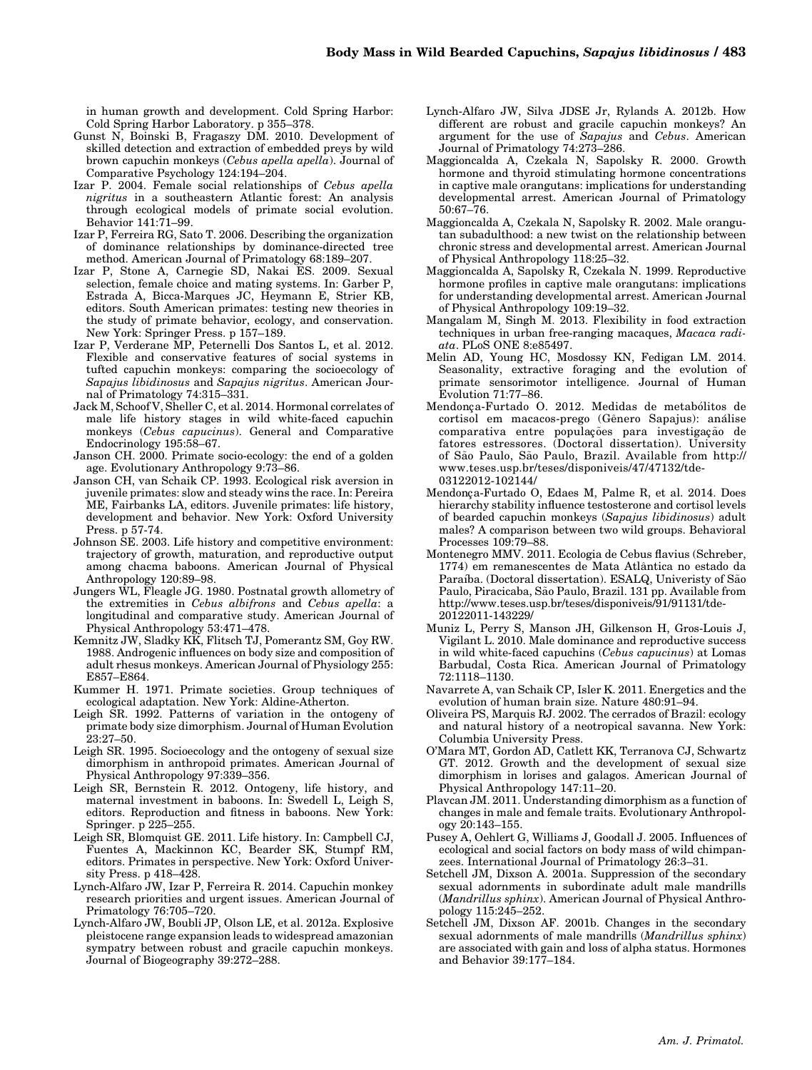in human growth and development. Cold Spring Harbor: Cold Spring Harbor Laboratory. p 355–378.

Gunst N, Boinski B, Fragaszy DM. 2010. Development of skilled detection and extraction of embedded preys by wild brown capuchin monkeys (*Cebus apella apella*). Journal of Comparative Psychology 124:194–204.

Izar P. 2004. Female social relationships of *Cebus apella nigritus* in a southeastern Atlantic forest: An analysis through ecological models of primate social evolution. Behavior 141:71–99.

Izar P, Ferreira RG, Sato T. 2006. Describing the organization of dominance relationships by dominance-directed tree method. American Journal of Primatology 68:189–207.

Izar P, Stone A, Carnegie SD, Nakai ES. 2009. Sexual selection, female choice and mating systems. In: Garber P, Estrada A, Bicca-Marques JC, Heymann E, Strier KB, editors. South American primates: testing new theories in the study of primate behavior, ecology, and conservation. New York: Springer Press. p 157–189.

Izar P, Verderane MP, Peternelli Dos Santos L, et al. 2012. Flexible and conservative features of social systems in tufted capuchin monkeys: comparing the socioecology of *Sapajus libidinosus* and *Sapajus nigritus*. American Journal of Primatology 74:315–331.

Jack M, Schoof V, Sheller C, et al. 2014. Hormonal correlates of male life history stages in wild white-faced capuchin monkeys (*Cebus capucinus*). General and Comparative Endocrinology 195:58–67.

Janson CH. 2000. Primate socio-ecology: the end of a golden age. Evolutionary Anthropology 9:73–86.

Janson CH, van Schaik CP. 1993. Ecological risk aversion in juvenile primates: slow and steady wins the race. In: Pereira ME, Fairbanks LA, editors. Juvenile primates: life history, development and behavior. New York: Oxford University Press. p 57-74.

Johnson SE. 2003. Life history and competitive environment: trajectory of growth, maturation, and reproductive output among chacma baboons. American Journal of Physical Anthropology 120:89–98.

Jungers WL, Fleagle JG. 1980. Postnatal growth allometry of the extremities in *Cebus albifrons* and *Cebus apella*: a longitudinal and comparative study. American Journal of Physical Anthropology 53:471–478.

Kemnitz JW, Sladky KK, Flitsch TJ, Pomerantz SM, Goy RW. 1988. Androgenic influences on body size and composition of adult rhesus monkeys. American Journal of Physiology 255: E857–E864.

Kummer H. 1971. Primate societies. Group techniques of ecological adaptation. New York: Aldine-Atherton.

Leigh SR. 1992. Patterns of variation in the ontogeny of primate body size dimorphism. Journal of Human Evolution 23:27–50.

Leigh SR. 1995. Socioecology and the ontogeny of sexual size dimorphism in anthropoid primates. American Journal of Physical Anthropology 97:339–356.

Leigh SR, Bernstein R. 2012. Ontogeny, life history, and maternal investment in baboons. In: Swedell L, Leigh S, editors. Reproduction and fitness in baboons. New York: Springer. p 225–255.

Leigh SR, Blomquist GE. 2011. Life history. In: Campbell CJ, Fuentes A, Mackinnon KC, Bearder SK, Stumpf RM, editors. Primates in perspective. New York: Oxford University Press. p 418–428.

Lynch-Alfaro JW, Izar P, Ferreira R. 2014. Capuchin monkey research priorities and urgent issues. American Journal of Primatology 76:705–720.

Lynch-Alfaro JW, Boubli JP, Olson LE, et al. 2012a. Explosive pleistocene range expansion leads to widespread amazonian sympatry between robust and gracile capuchin monkeys. Journal of Biogeography 39:272–288.

Lynch-Alfaro JW, Silva JDSE Jr, Rylands A. 2012b. How different are robust and gracile capuchin monkeys? An argument for the use of *Sapajus* and *Cebus*. American Journal of Primatology 74:273–286.

Maggioncalda A, Czekala N, Sapolsky R. 2000. Growth hormone and thyroid stimulating hormone concentrations in captive male orangutans: implications for understanding developmental arrest. American Journal of Primatology 50:67–76.

Maggioncalda A, Czekala N, Sapolsky R. 2002. Male orangutan subadulthood: a new twist on the relationship between chronic stress and developmental arrest. American Journal of Physical Anthropology 118:25–32.

Maggioncalda A, Sapolsky R, Czekala N. 1999. Reproductive hormone profiles in captive male orangutans: implications for understanding developmental arrest. American Journal of Physical Anthropology 109:19–32.

Mangalam M, Singh M. 2013. Flexibility in food extraction techniques in urban free-ranging macaques, *Macaca radiata*. PLoS ONE 8:e85497.

Melin AD, Young HC, Mosdossy KN, Fedigan LM. 2014. Seasonality, extractive foraging and the evolution of primate sensorimotor intelligence. Journal of Human Evolution 71:77–86.

Mendonça-Furtado O. 2012. Medidas de metabólitos de cortisol em macacos-prego (Gênero Sapajus): análise comparativa entre populações para investigação de fatores estressores. (Doctoral dissertation). University of São Paulo, São Paulo, Brazil. Available from http://www.teses.usp.br/teses/disponiveis/47/47132/tde-03122012-102144/

Mendonça-Furtado O, Edaes M, Palme R, et al. 2014. Does hierarchy stability influence testosterone and cortisol levels of bearded capuchin monkeys (*Sapajus libidinosus*) adult males? A comparison between two wild groups. Behavioral Processes 109:79–88.

Montenegro MMV. 2011. Ecologia de Cebus flavius (Schreber, 1774) em remanescentes de Mata Atlântica no estado da Paraíba. (Doctoral dissertation). ESALQ, Univeristy of São Paulo, Piracicaba, São Paulo, Brazil. 131 pp. Available from http://www.teses.usp.br/teses/disponiveis/91/91131/tde-20122011-143229/

Muniz L, Perry S, Manson JH, Gilkenson H, Gros-Louis J, Vigilant L. 2010. Male dominance and reproductive success in wild white-faced capuchins (*Cebus capucinus*) at Lomas Barbudal, Costa Rica. American Journal of Primatology 72:1118–1130.

Navarrete A, van Schaik CP, Isler K. 2011. Energetics and the evolution of human brain size. Nature 480:91–94.

Oliveira PS, Marquis RJ. 2002. The cerrados of Brazil: ecology and natural history of a neotropical savanna. New York: Columbia University Press.

O'Mara MT, Gordon AD, Catlett KK, Terranova CJ, Schwartz GT. 2012. Growth and the development of sexual size dimorphism in lorises and galagos. American Journal of Physical Anthropology 147:11–20.

Plavcan JM. 2011. Understanding dimorphism as a function of changes in male and female traits. Evolutionary Anthropology 20:143–155.

Pusey A, Oehlert G, Williams J, Goodall J. 2005. Influences of ecological and social factors on body mass of wild chimpanzees. International Journal of Primatology 26:3–31.

Setchell JM, Dixson A. 2001a. Suppression of the secondary sexual adornments in subordinate adult male mandrills (*Mandrillus sphinx*). American Journal of Physical Anthropology 115:245–252.

Setchell JM, Dixson AF. 2001b. Changes in the secondary sexual adornments of male mandrills (*Mandrillus sphinx*) are associated with gain and loss of alpha status. Hormones and Behavior 39:177–184.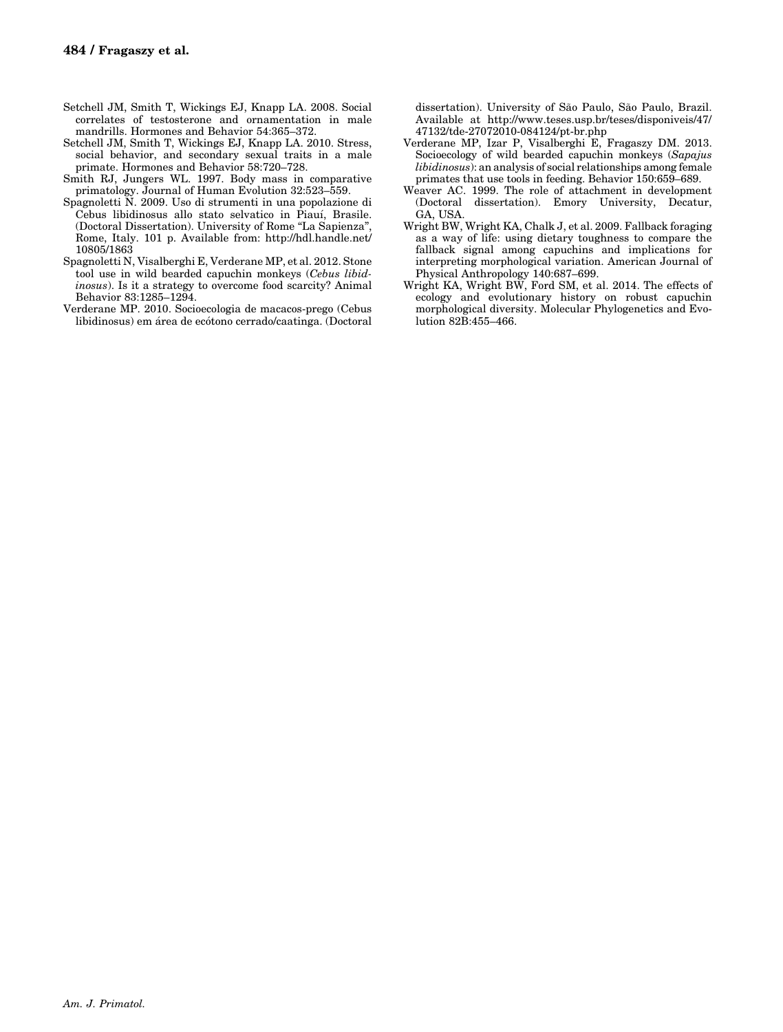Setchell JM, Smith T, Wickings EJ, Knapp LA. 2008. Social correlates of testosterone and ornamentation in male mandrills. Hormones and Behavior 54:365–372.

Setchell JM, Smith T, Wickings EJ, Knapp LA. 2010. Stress, social behavior, and secondary sexual traits in a male primate. Hormones and Behavior 58:720–728.

Smith RJ, Jungers WL. 1997. Body mass in comparative primatology. Journal of Human Evolution 32:523–559.

Spagnoletti N. 2009. Uso di strumenti in una popolazione di Cebus libidinosus allo stato selvatico in Piauí, Brasile. (Doctoral Dissertation). University of Rome "La Sapienza", Rome, Italy. 101 p. Available from: http://hdl.handle.net/10805/1863

Spagnoletti N, Visalberghi E, Verderane MP, et al. 2012. Stone tool use in wild bearded capuchin monkeys (*Cebus libidinosus*). Is it a strategy to overcome food scarcity? Animal Behavior 83:1285–1294.

Verderane MP. 2010. Socioecologia de macacos-prego (Cebus libidinosus) em área de ecótono cerrado/caatinga. (Doctoral dissertation). University of São Paulo, São Paulo, Brazil. Available at http://www.teses.usp.br/teses/disponiveis/47/47132/tde-27072010-084124/pt-br.php

Verderane MP, Izar P, Visalberghi E, Fragaszy DM. 2013. Socioecology of wild bearded capuchin monkeys (*Sapajus libidinosus*): an analysis of social relationships among female primates that use tools in feeding. Behavior 150:659–689.

Weaver AC. 1999. The role of attachment in development (Doctoral dissertation). Emory University, Decatur, GA, USA.

Wright BW, Wright KA, Chalk J, et al. 2009. Fallback foraging as a way of life: using dietary toughness to compare the fallback signal among capuchins and implications for interpreting morphological variation. American Journal of Physical Anthropology 140:687–699.

Wright KA, Wright BW, Ford SM, et al. 2014. The effects of ecology and evolutionary history on robust capuchin morphological diversity. Molecular Phylogenetics and Evolution 82B:455–466.